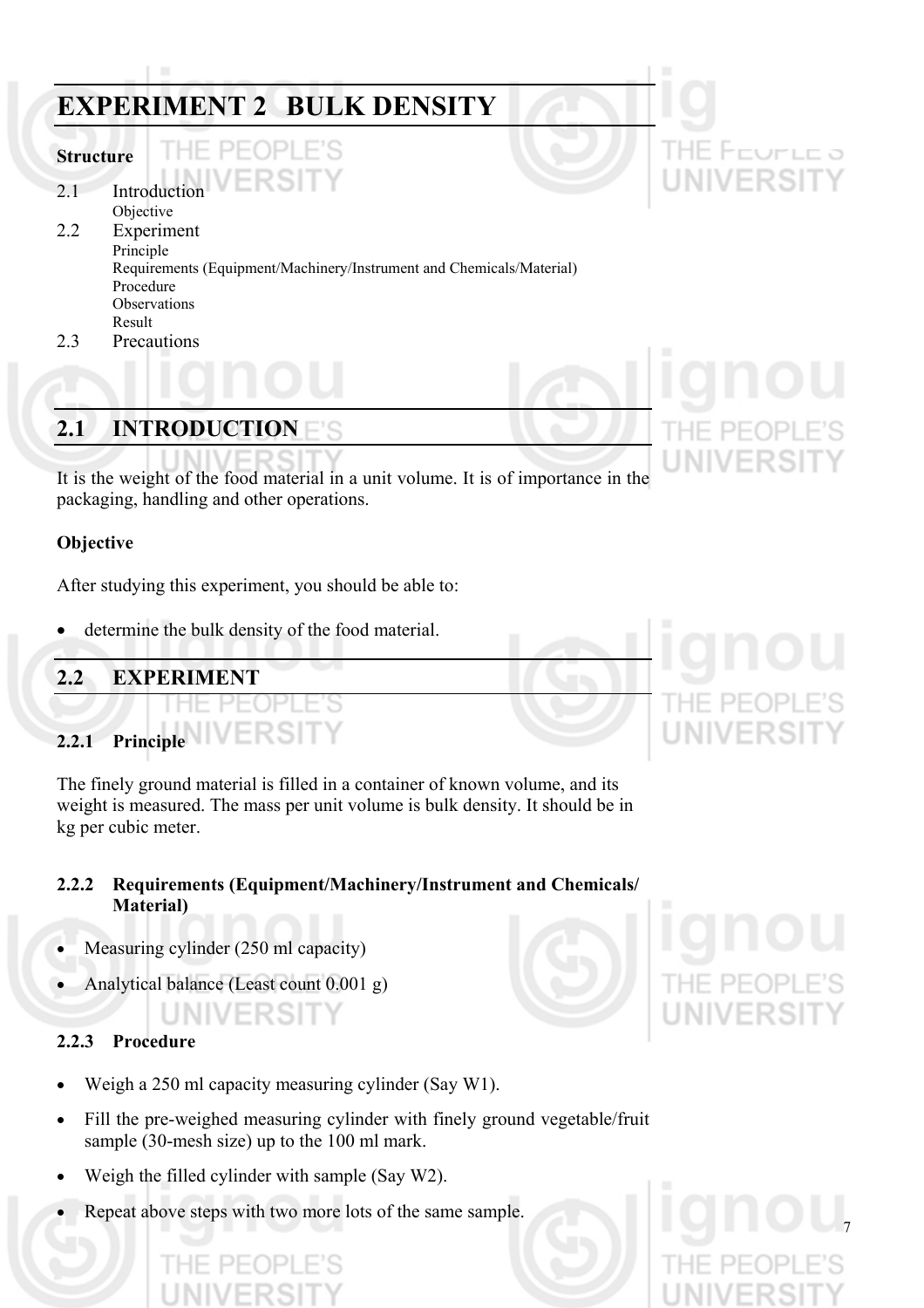# EXPERIMENT 2 BULK DENSITY

**Structure**

2.1 Introduction
  Objective
2.2 Experiment
  Principle
  Requirements (Equipment/Machinery/Instrument and Chemicals/Material)
  Procedure
  Observations
  Result
2.3 Precautions

## 2.1 INTRODUCTION

It is the weight of the food material in a unit volume. It is of importance in the packaging, handling and other operations.

**Objective**

After studying this experiment, you should be able to:

- determine the bulk density of the food material.

## 2.2 EXPERIMENT

### 2.2.1 Principle

The finely ground material is filled in a container of known volume, and its weight is measured. The mass per unit volume is bulk density. It should be in kg per cubic meter.

### 2.2.2 Requirements (Equipment/Machinery/Instrument and Chemicals/ Material)

- Measuring cylinder (250 ml capacity)
- Analytical balance (Least count 0.001 g)

### 2.2.3 Procedure

- Weigh a 250 ml capacity measuring cylinder (Say W1).
- Fill the pre-weighed measuring cylinder with finely ground vegetable/fruit sample (30-mesh size) up to the 100 ml mark.
- Weigh the filled cylinder with sample (Say W2).
- Repeat above steps with two more lots of the same sample.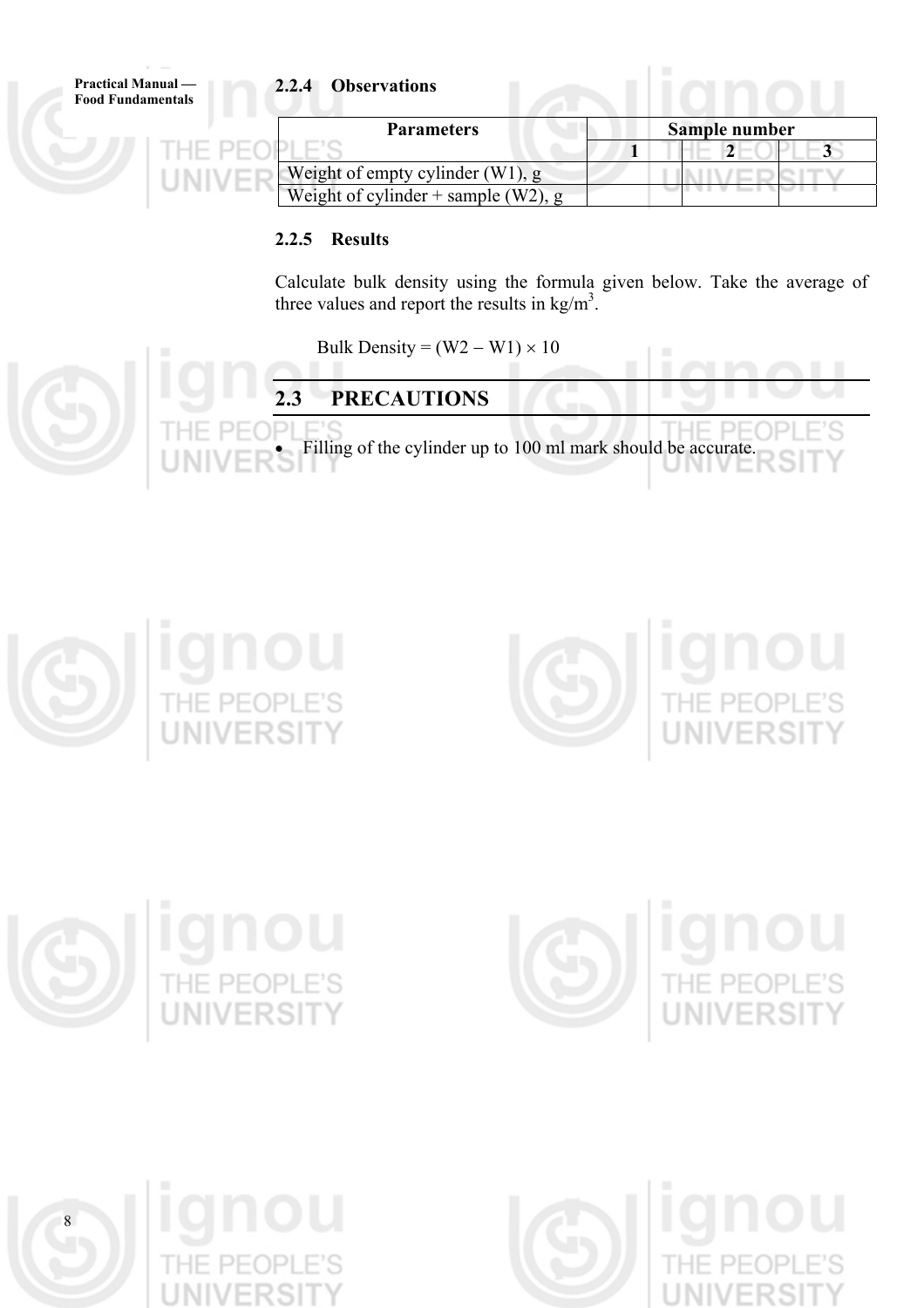### 2.2.4 Observations

| Parameters | Sample number | | |
|---|---|---|---|
| | 1 | 2 | 3 |
| Weight of empty cylinder (W1), g | | | |
| Weight of cylinder + sample (W2), g | | | |

### 2.2.5 Results

Calculate bulk density using the formula given below. Take the average of three values and report the results in kg/m$^3$.

$$\text{Bulk Density} = (W2 - W1) \times 10$$

## 2.3 PRECAUTIONS

- Filling of the cylinder up to 100 ml mark should be accurate.